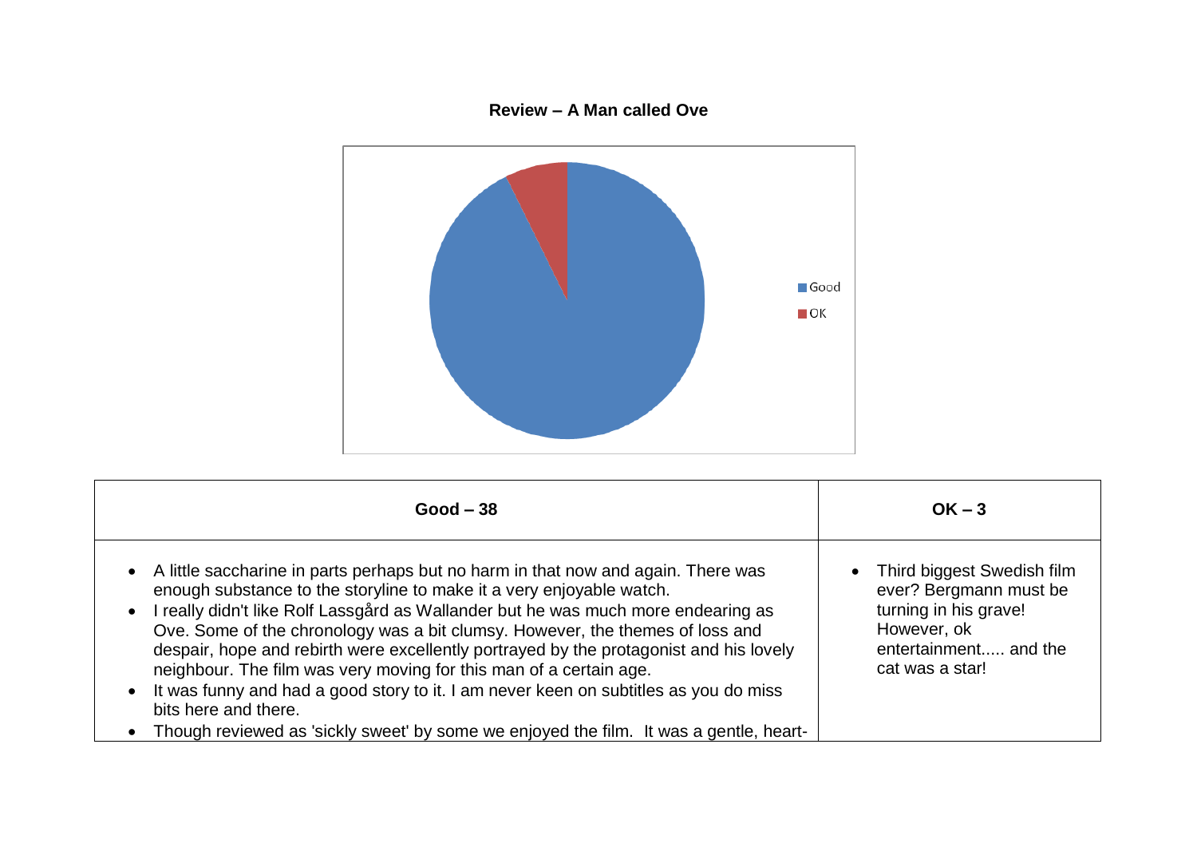**Review – A Man called Ove**

Good
OK

| Good – 38 | OK – 3 |
|---|---|
| <ul><li>A little saccharine in parts perhaps but no harm in that now and again. There was enough substance to the storyline to make it a very enjoyable watch.</li><li>I really didn't like Rolf Lassgård as Wallander but he was much more endearing as Ove. Some of the chronology was a bit clumsy. However, the themes of loss and despair, hope and rebirth were excellently portrayed by the protagonist and his lovely neighbour. The film was very moving for this man of a certain age.</li><li>It was funny and had a good story to it. I am never keen on subtitles as you do miss bits here and there.</li><li>Though reviewed as 'sickly sweet' by some we enjoyed the film. It was a gentle, heart-</li></ul> | <ul><li>Third biggest Swedish film ever? Bergmann must be turning in his grave! However, ok entertainment..... and the cat was a star!</li></ul> |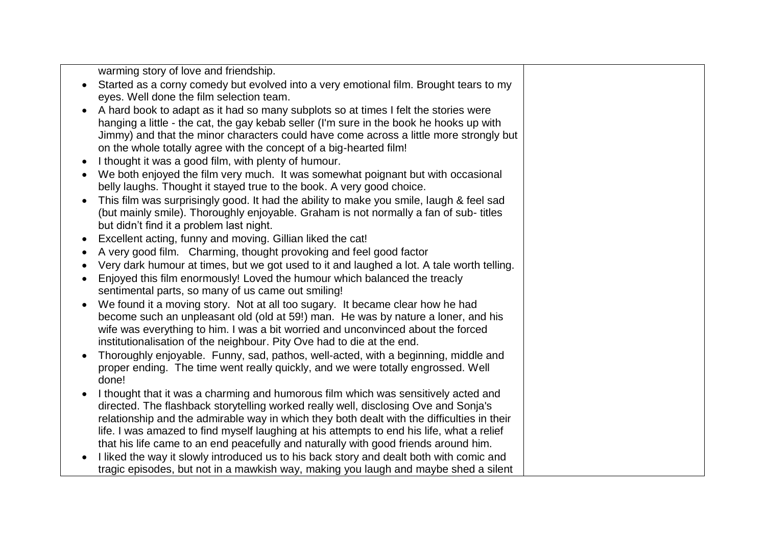| | |
|---|---|
| warming story of love and friendship.<br>• Started as a corny comedy but evolved into a very emotional film. Brought tears to my eyes. Well done the film selection team.<br>• A hard book to adapt as it had so many subplots so at times I felt the stories were hanging a little - the cat, the gay kebab seller (I'm sure in the book he hooks up with Jimmy) and that the minor characters could have come across a little more strongly but on the whole totally agree with the concept of a big-hearted film!<br>• I thought it was a good film, with plenty of humour.<br>• We both enjoyed the film very much. It was somewhat poignant but with occasional belly laughs. Thought it stayed true to the book. A very good choice.<br>• This film was surprisingly good. It had the ability to make you smile, laugh & feel sad (but mainly smile). Thoroughly enjoyable. Graham is not normally a fan of sub- titles but didn't find it a problem last night.<br>• Excellent acting, funny and moving. Gillian liked the cat!<br>• A very good film. Charming, thought provoking and feel good factor<br>• Very dark humour at times, but we got used to it and laughed a lot. A tale worth telling.<br>• Enjoyed this film enormously! Loved the humour which balanced the treacly sentimental parts, so many of us came out smiling!<br>• We found it a moving story. Not at all too sugary. It became clear how he had become such an unpleasant old (old at 59!) man. He was by nature a loner, and his wife was everything to him. I was a bit worried and unconvinced about the forced institutionalisation of the neighbour. Pity Ove had to die at the end.<br>• Thoroughly enjoyable. Funny, sad, pathos, well-acted, with a beginning, middle and proper ending. The time went really quickly, and we were totally engrossed. Well done!<br>• I thought that it was a charming and humorous film which was sensitively acted and directed. The flashback storytelling worked really well, disclosing Ove and Sonja's relationship and the admirable way in which they both dealt with the difficulties in their life. I was amazed to find myself laughing at his attempts to end his life, what a relief that his life came to an end peacefully and naturally with good friends around him.<br>• I liked the way it slowly introduced us to his back story and dealt both with comic and tragic episodes, but not in a mawkish way, making you laugh and maybe shed a silent | |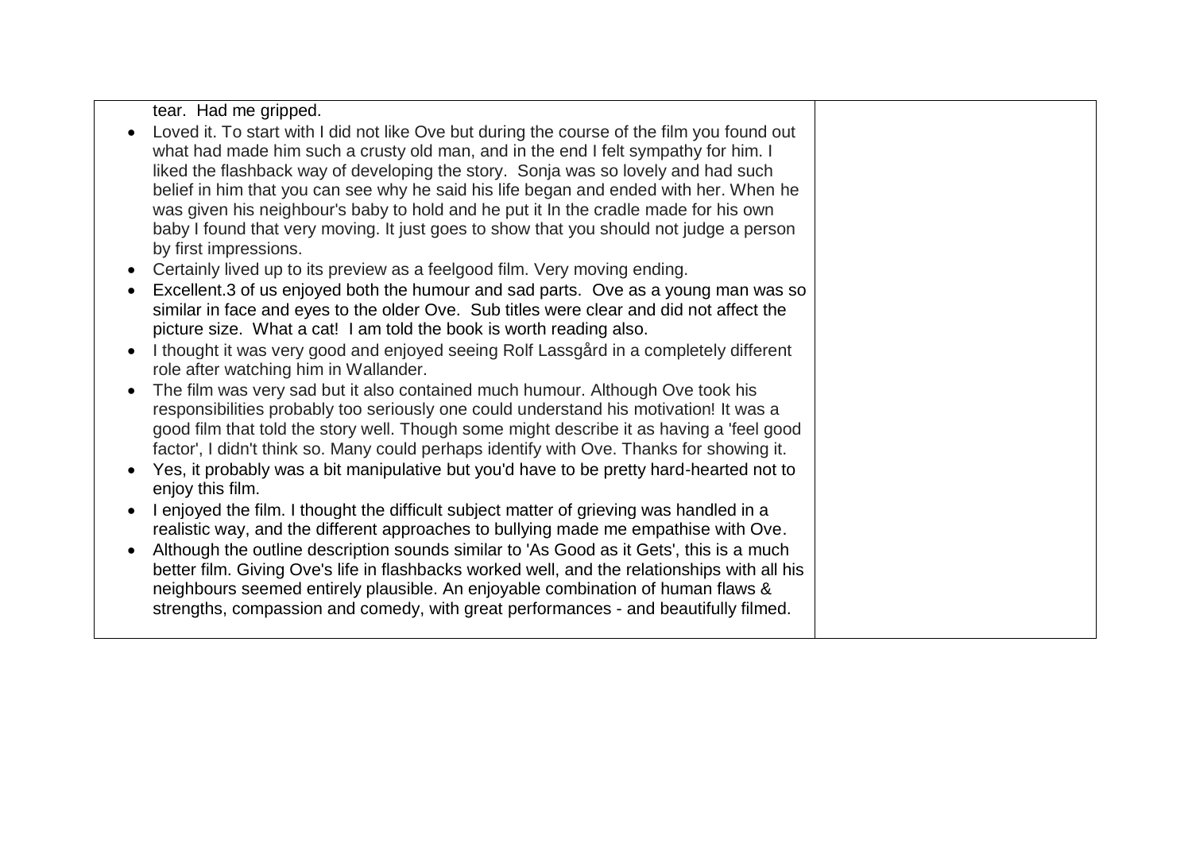| | |
|---|---|
| tear. Had me gripped.<br>• Loved it. To start with I did not like Ove but during the course of the film you found out what had made him such a crusty old man, and in the end I felt sympathy for him. I liked the flashback way of developing the story. Sonja was so lovely and had such belief in him that you can see why he said his life began and ended with her. When he was given his neighbour's baby to hold and he put it In the cradle made for his own baby I found that very moving. It just goes to show that you should not judge a person by first impressions.<br>• Certainly lived up to its preview as a feelgood film. Very moving ending.<br>• Excellent.3 of us enjoyed both the humour and sad parts. Ove as a young man was so similar in face and eyes to the older Ove. Sub titles were clear and did not affect the picture size. What a cat! I am told the book is worth reading also.<br>• I thought it was very good and enjoyed seeing Rolf Lassgård in a completely different role after watching him in Wallander.<br>• The film was very sad but it also contained much humour. Although Ove took his responsibilities probably too seriously one could understand his motivation! It was a good film that told the story well. Though some might describe it as having a 'feel good factor', I didn't think so. Many could perhaps identify with Ove. Thanks for showing it.<br>• Yes, it probably was a bit manipulative but you'd have to be pretty hard-hearted not to enjoy this film.<br>• I enjoyed the film. I thought the difficult subject matter of grieving was handled in a realistic way, and the different approaches to bullying made me empathise with Ove.<br>• Although the outline description sounds similar to 'As Good as it Gets', this is a much better film. Giving Ove's life in flashbacks worked well, and the relationships with all his neighbours seemed entirely plausible. An enjoyable combination of human flaws & strengths, compassion and comedy, with great performances - and beautifully filmed. | |